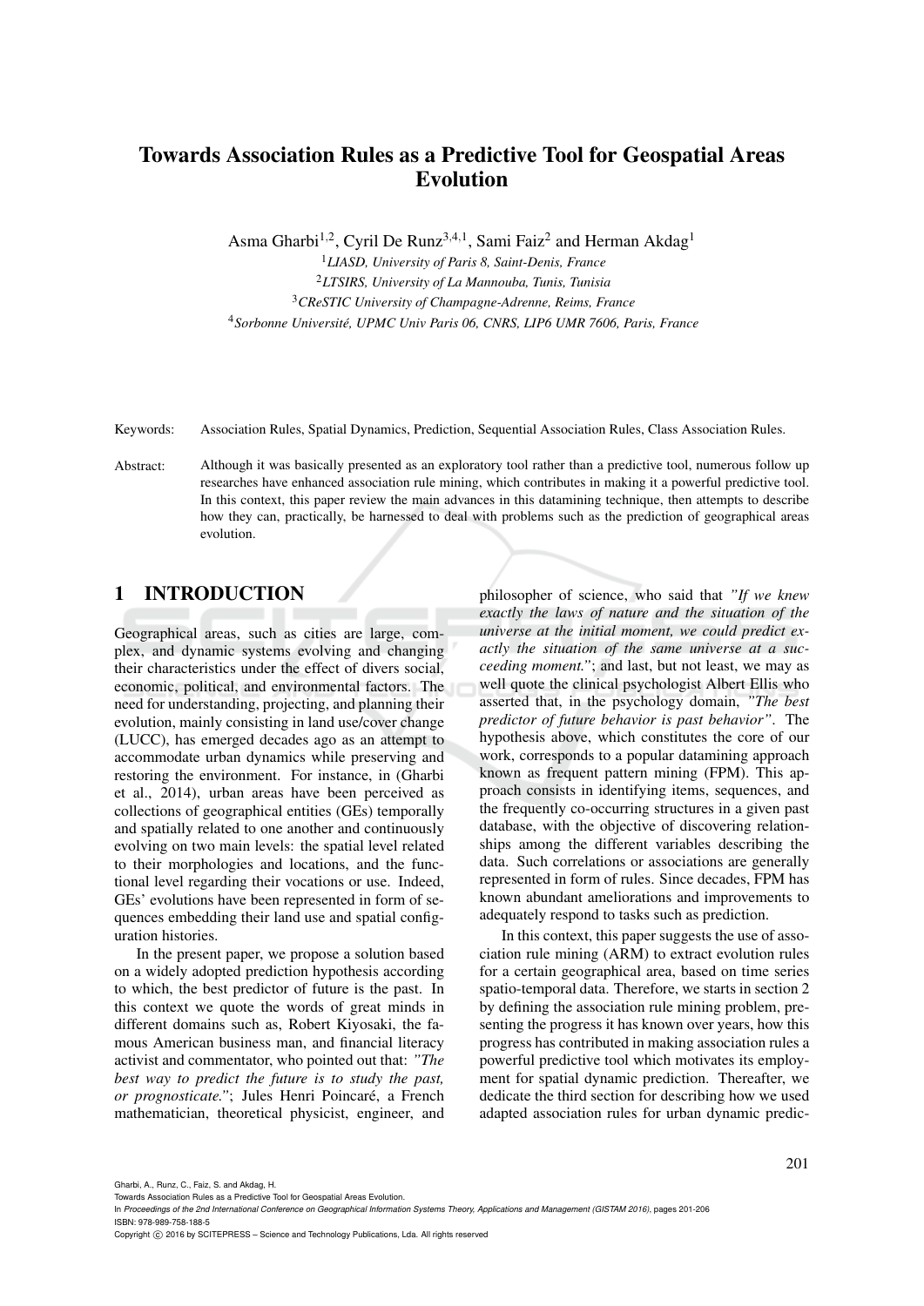# Towards Association Rules as a Predictive Tool for Geospatial Areas Evolution

Asma Gharbi[1,2], Cyril De Runz[3,4,1], Sami Faiz[2] and Herman Akdag[1]

[1] *LIASD, University of Paris 8, Saint-Denis, France*
[2] *LTSIRS, University of La Mannouba, Tunis, Tunisia*
[3] *CReSTIC University of Champagne-Adrenne, Reims, France*
[4] *Sorbonne Université, UPMC Univ Paris 06, CNRS, LIP6 UMR 7606, Paris, France*

Keywords: Association Rules, Spatial Dynamics, Prediction, Sequential Association Rules, Class Association Rules.

Abstract: Although it was basically presented as an exploratory tool rather than a predictive tool, numerous follow up researches have enhanced association rule mining, which contributes in making it a powerful predictive tool. In this context, this paper review the main advances in this datamining technique, then attempts to describe how they can, practically, be harnessed to deal with problems such as the prediction of geographical areas evolution.

## 1 INTRODUCTION

Geographical areas, such as cities are large, complex, and dynamic systems evolving and changing their characteristics under the effect of divers social, economic, political, and environmental factors. The need for understanding, projecting, and planning their evolution, mainly consisting in land use/cover change (LUCC), has emerged decades ago as an attempt to accommodate urban dynamics while preserving and restoring the environment. For instance, in (Gharbi et al., 2014), urban areas have been perceived as collections of geographical entities (GEs) temporally and spatially related to one another and continuously evolving on two main levels: the spatial level related to their morphologies and locations, and the functional level regarding their vocations or use. Indeed, GEs' evolutions have been represented in form of sequences embedding their land use and spatial configuration histories.

In the present paper, we propose a solution based on a widely adopted prediction hypothesis according to which, the best predictor of future is the past. In this context we quote the words of great minds in different domains such as, Robert Kiyosaki, the famous American business man, and financial literacy activist and commentator, who pointed out that: *"The best way to predict the future is to study the past, or prognosticate."*; Jules Henri Poincaré, a French mathematician, theoretical physicist, engineer, and philosopher of science, who said that *"If we knew exactly the laws of nature and the situation of the universe at the initial moment, we could predict exactly the situation of the same universe at a succeeding moment."*; and last, but not least, we may as well quote the clinical psychologist Albert Ellis who asserted that, in the psychology domain, *"The best predictor of future behavior is past behavior"*. The hypothesis above, which constitutes the core of our work, corresponds to a popular datamining approach known as frequent pattern mining (FPM). This approach consists in identifying items, sequences, and the frequently co-occurring structures in a given past database, with the objective of discovering relationships among the different variables describing the data. Such correlations or associations are generally represented in form of rules. Since decades, FPM has known abundant ameliorations and improvements to adequately respond to tasks such as prediction.

In this context, this paper suggests the use of association rule mining (ARM) to extract evolution rules for a certain geographical area, based on time series spatio-temporal data. Therefore, we starts in section 2 by defining the association rule mining problem, presenting the progress it has known over years, how this progress has contributed in making association rules a powerful predictive tool which motivates its employment for spatial dynamic prediction. Thereafter, we dedicate the third section for describing how we used adapted association rules for urban dynamic predic-

Gharbi, A., Runz, C., Faiz, S. and Akdag, H.
Towards Association Rules as a Predictive Tool for Geospatial Areas Evolution.
In *Proceedings of the 2nd International Conference on Geographical Information Systems Theory, Applications and Management (GISTAM 2016)*, pages 201-206
ISBN: 978-989-758-188-5
Copyright © 2016 by SCITEPRESS – Science and Technology Publications, Lda. All rights reserved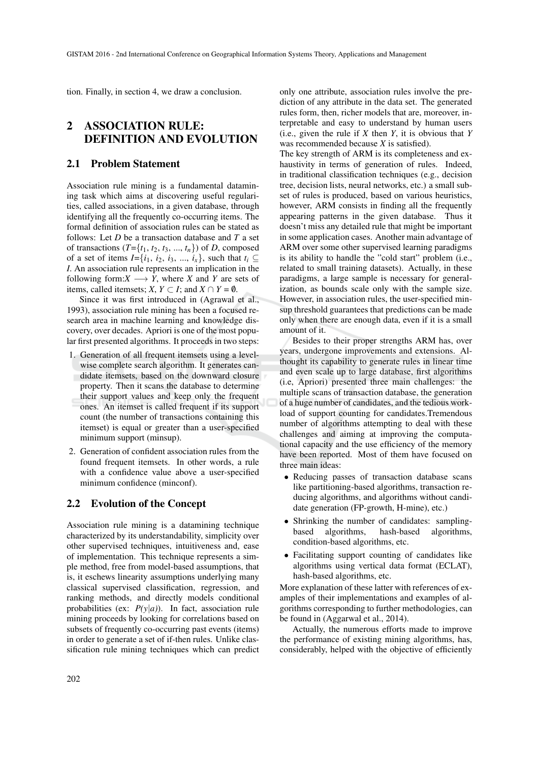tion. Finally, in section 4, we draw a conclusion.

## 2 ASSOCIATION RULE: DEFINITION AND EVOLUTION

### 2.1 Problem Statement

Association rule mining is a fundamental datamining task which aims at discovering useful regularities, called associations, in a given database, through identifying all the frequently co-occurring items. The formal definition of association rules can be stated as follows: Let $D$ be a transaction database and $T$ a set of transactions ($T$={$t_1$, $t_2$, $t_3$, ..., $t_n$}) of $D$, composed of a set of items $I$={$i_1$, $i_2$, $i_3$, ..., $i_x$}, such that $t_i \subseteq I$. An association rule represents an implication in the following form:$X \longrightarrow Y$, where $X$ and $Y$ are sets of items, called itemsets; $X, Y \subset I$; and $X \cap Y = \emptyset$.

Since it was first introduced in (Agrawal et al., 1993), association rule mining has been a focused research area in machine learning and knowledge discovery, over decades. Apriori is one of the most popular first presented algorithms. It proceeds in two steps:

1. Generation of all frequent itemsets using a level-wise complete search algorithm. It generates candidate itemsets, based on the downward closure property. Then it scans the database to determine their support values and keep only the frequent ones. An itemset is called frequent if its support count (the number of transactions containing this itemset) is equal or greater than a user-specified minimum support (minsup).
2. Generation of confident association rules from the found frequent itemsets. In other words, a rule with a confidence value above a user-specified minimum confidence (minconf).

### 2.2 Evolution of the Concept

Association rule mining is a datamining technique characterized by its understandability, simplicity over other supervised techniques, intuitiveness and, ease of implementation. This technique represents a simple method, free from model-based assumptions, that is, it eschews linearity assumptions underlying many classical supervised classification, regression, and ranking methods, and directly models conditional probabilities (ex: $P(y|a)$). In fact, association rule mining proceeds by looking for correlations based on subsets of frequently co-occurring past events (items) in order to generate a set of if-then rules. Unlike classification rule mining techniques which can predict only one attribute, association rules involve the prediction of any attribute in the data set. The generated rules form, then, richer models that are, moreover, interpretable and easy to understand by human users (i.e., given the rule if $X$ then $Y$, it is obvious that $Y$ was recommended because $X$ is satisfied).

The key strength of ARM is its completeness and exhaustivity in terms of generation of rules. Indeed, in traditional classification techniques (e.g., decision tree, decision lists, neural networks, etc.) a small subset of rules is produced, based on various heuristics, however, ARM consists in finding all the frequently appearing patterns in the given database. Thus it doesn't miss any detailed rule that might be important in some application cases. Another main advantage of ARM over some other supervised learning paradigms is its ability to handle the "cold start" problem (i.e., related to small training datasets). Actually, in these paradigms, a large sample is necessary for generalization, as bounds scale only with the sample size. However, in association rules, the user-specified minsup threshold guarantees that predictions can be made only when there are enough data, even if it is a small amount of it.

Besides to their proper strengths ARM has, over years, undergone improvements and extensions. Althought its capability to generate rules in linear time and even scale up to large database, first algorithms (i.e, Apriori) presented three main challenges: the multiple scans of transaction database, the generation of a huge number of candidates, and the tedious workload of support counting for candidates.Tremendous number of algorithms attempting to deal with these challenges and aiming at improving the computational capacity and the use efficiency of the memory have been reported. Most of them have focused on three main ideas:

- Reducing passes of transaction database scans like partitioning-based algorithms, transaction reducing algorithms, and algorithms without candidate generation (FP-growth, H-mine), etc.)
- Shrinking the number of candidates: sampling-based algorithms, hash-based algorithms, condition-based algorithms, etc.
- Facilitating support counting of candidates like algorithms using vertical data format (ECLAT), hash-based algorithms, etc.

More explanation of these latter with references of examples of their implementations and examples of algorithms corresponding to further methodologies, can be found in (Aggarwal et al., 2014).

Actually, the numerous efforts made to improve the performance of existing mining algorithms, has, considerably, helped with the objective of efficiently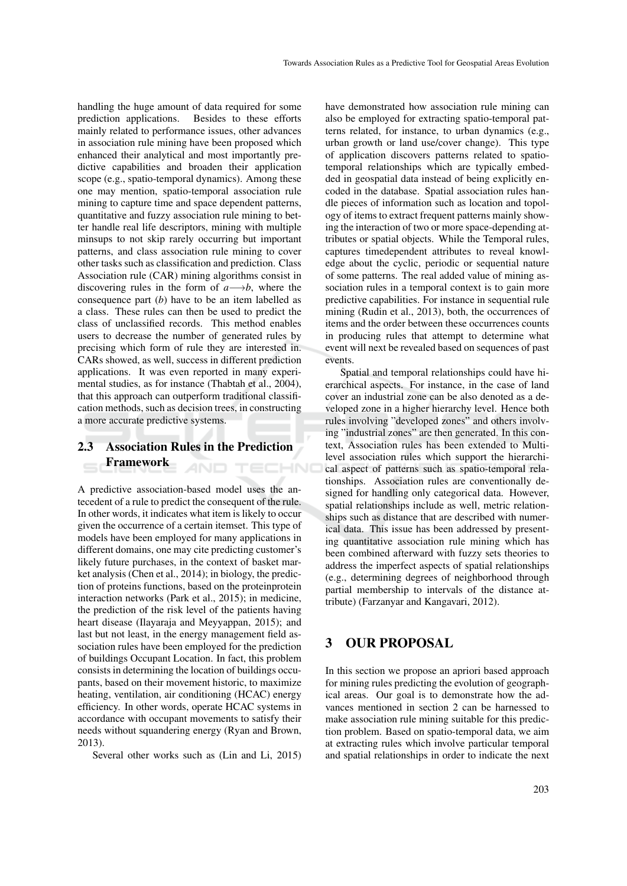handling the huge amount of data required for some prediction applications. Besides to these efforts mainly related to performance issues, other advances in association rule mining have been proposed which enhanced their analytical and most importantly predictive capabilities and broaden their application scope (e.g., spatio-temporal dynamics). Among these one may mention, spatio-temporal association rule mining to capture time and space dependent patterns, quantitative and fuzzy association rule mining to better handle real life descriptors, mining with multiple minsups to not skip rarely occurring but important patterns, and class association rule mining to cover other tasks such as classification and prediction. Class Association rule (CAR) mining algorithms consist in discovering rules in the form of $a \longrightarrow b$, where the consequence part ($b$) have to be an item labelled as a class. These rules can then be used to predict the class of unclassified records. This method enables users to decrease the number of generated rules by precising which form of rule they are interested in. CARs showed, as well, success in different prediction applications. It was even reported in many experimental studies, as for instance (Thabtah et al., 2004), that this approach can outperform traditional classification methods, such as decision trees, in constructing a more accurate predictive systems.

### 2.3 Association Rules in the Prediction Framework

A predictive association-based model uses the antecedent of a rule to predict the consequent of the rule. In other words, it indicates what item is likely to occur given the occurrence of a certain itemset. This type of models have been employed for many applications in different domains, one may cite predicting customer's likely future purchases, in the context of basket market analysis (Chen et al., 2014); in biology, the prediction of proteins functions, based on the proteinprotein interaction networks (Park et al., 2015); in medicine, the prediction of the risk level of the patients having heart disease (Ilayaraja and Meyyappan, 2015); and last but not least, in the energy management field association rules have been employed for the prediction of buildings Occupant Location. In fact, this problem consists in determining the location of buildings occupants, based on their movement historic, to maximize heating, ventilation, air conditioning (HCAC) energy efficiency. In other words, operate HCAC systems in accordance with occupant movements to satisfy their needs without squandering energy (Ryan and Brown, 2013).

Several other works such as (Lin and Li, 2015) have demonstrated how association rule mining can also be employed for extracting spatio-temporal patterns related, for instance, to urban dynamics (e.g., urban growth or land use/cover change). This type of application discovers patterns related to spatio-temporal relationships which are typically embedded in geospatial data instead of being explicitly encoded in the database. Spatial association rules handle pieces of information such as location and topology of items to extract frequent patterns mainly showing the interaction of two or more space-depending attributes or spatial objects. While the Temporal rules, captures timedependent attributes to reveal knowledge about the cyclic, periodic or sequential nature of some patterns. The real added value of mining association rules in a temporal context is to gain more predictive capabilities. For instance in sequential rule mining (Rudin et al., 2013), both, the occurrences of items and the order between these occurrences counts in producing rules that attempt to determine what event will next be revealed based on sequences of past events.

Spatial and temporal relationships could have hierarchical aspects. For instance, in the case of land cover an industrial zone can be also denoted as a developed zone in a higher hierarchy level. Hence both rules involving "developed zones" and others involving "industrial zones" are then generated. In this context, Association rules has been extended to Multilevel association rules which support the hierarchical aspect of patterns such as spatio-temporal relationships. Association rules are conventionally designed for handling only categorical data. However, spatial relationships include as well, metric relationships such as distance that are described with numerical data. This issue has been addressed by presenting quantitative association rule mining which has been combined afterward with fuzzy sets theories to address the imperfect aspects of spatial relationships (e.g., determining degrees of neighborhood through partial membership to intervals of the distance attribute) (Farzanyar and Kangavari, 2012).

## 3 OUR PROPOSAL

In this section we propose an apriori based approach for mining rules predicting the evolution of geographical areas. Our goal is to demonstrate how the advances mentioned in section 2 can be harnessed to make association rule mining suitable for this prediction problem. Based on spatio-temporal data, we aim at extracting rules which involve particular temporal and spatial relationships in order to indicate the next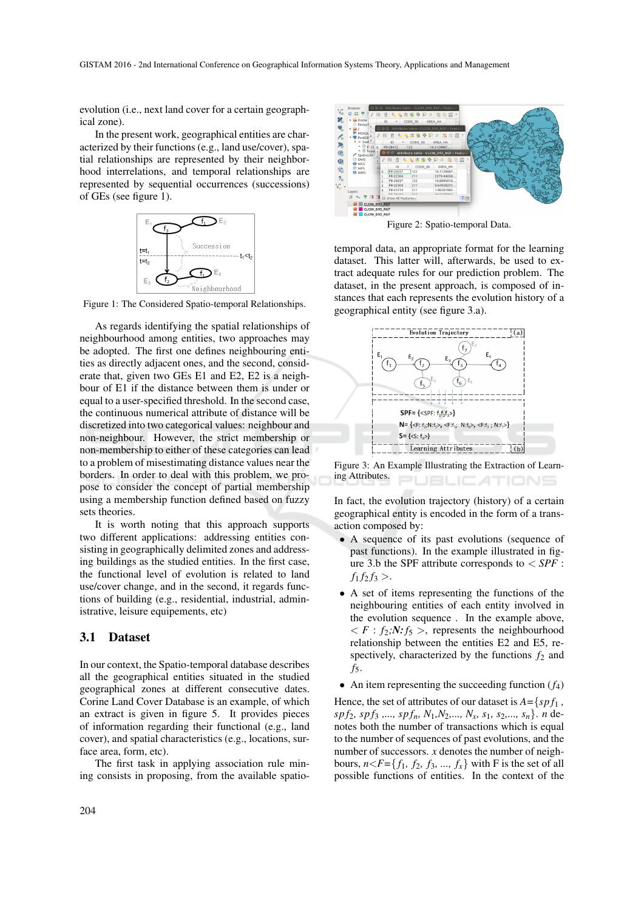evolution (i.e., next land cover for a certain geographical zone).

In the present work, geographical entities are characterized by their functions (e.g., land use/cover), spatial relationships are represented by their neighborhood interrelations, and temporal relationships are represented by sequential occurrences (successions) of GEs (see figure 1).

Figure 1: The Considered Spatio-temporal Relationships.

As regards identifying the spatial relationships of neighbourhood among entities, two approaches may be adopted. The first one defines neighbouring entities as directly adjacent ones, and the second, considerate that, given two GEs E1 and E2, E2 is a neighbour of E1 if the distance between them is under or equal to a user-specified threshold. In the second case, the continuous numerical attribute of distance will be discretized into two categorical values: neighbour and non-neighbour. However, the strict membership or non-membership to either of these categories can lead to a problem of misestimating distance values near the borders. In order to deal with this problem, we propose to consider the concept of partial membership using a membership function defined based on fuzzy sets theories.

It is worth noting that this approach supports two different applications: addressing entities consisting in geographically delimited zones and addressing buildings as the studied entities. In the first case, the functional level of evolution is related to land use/cover change, and in the second, it regards functions of building (e.g., residential, industrial, administrative, leisure equipements, etc)

## 3.1 Dataset

In our context, the Spatio-temporal database describes all the geographical entities situated in the studied geographical zones at different consecutive dates. Corine Land Cover Database is an example, of which an extract is given in figure 5. It provides pieces of information regarding their functional (e.g., land cover), and spatial characteristics (e.g., locations, surface area, form, etc).

The first task in applying association rule mining consists in proposing, from the available spatio-temporal data, an appropriate format for the learning dataset. This latter will, afterwards, be used to extract adequate rules for our prediction problem. The dataset, in the present approach, is composed of instances that each represents the evolution history of a geographical entity (see figure 3.a).

Figure 2: Spatio-temporal Data.

Figure 3: An Example Illustrating the Extraction of Learning Attributes.

In fact, the evolution trajectory (history) of a certain geographical entity is encoded in the form of a transaction composed by:

- A sequence of its past evolutions (sequence of past functions). In the example illustrated in figure 3.b the SPF attribute corresponds to $< SPF : f_1 f_2 f_3 >$.
- A set of items representing the functions of the neighbouring entities of each entity involved in the evolution sequence . In the example above, $< F : f_2$;***N***:$f_5 >$, represents the neighbourhood relationship between the entities E2 and E5, respectively, characterized by the functions $f_2$ and $f_5$.
- An item representing the succeeding function ($f_4$)

Hence, the set of attributes of our dataset is $A=\{spf_1$ , $spf_2$, $spf_3$ ,..., $spf_n$, $N_1$,$N_2$,..., $N_x$, $s_1$, $s_2$,..., $s_n\}$. $n$ denotes both the number of transactions which is equal to the number of sequences of past evolutions, and the number of successors. $x$ denotes the number of neighbours, $n<F=\{f_1$, $f_2$, $f_3$, ..., $f_x\}$ with F is the set of all possible functions of entities. In the context of the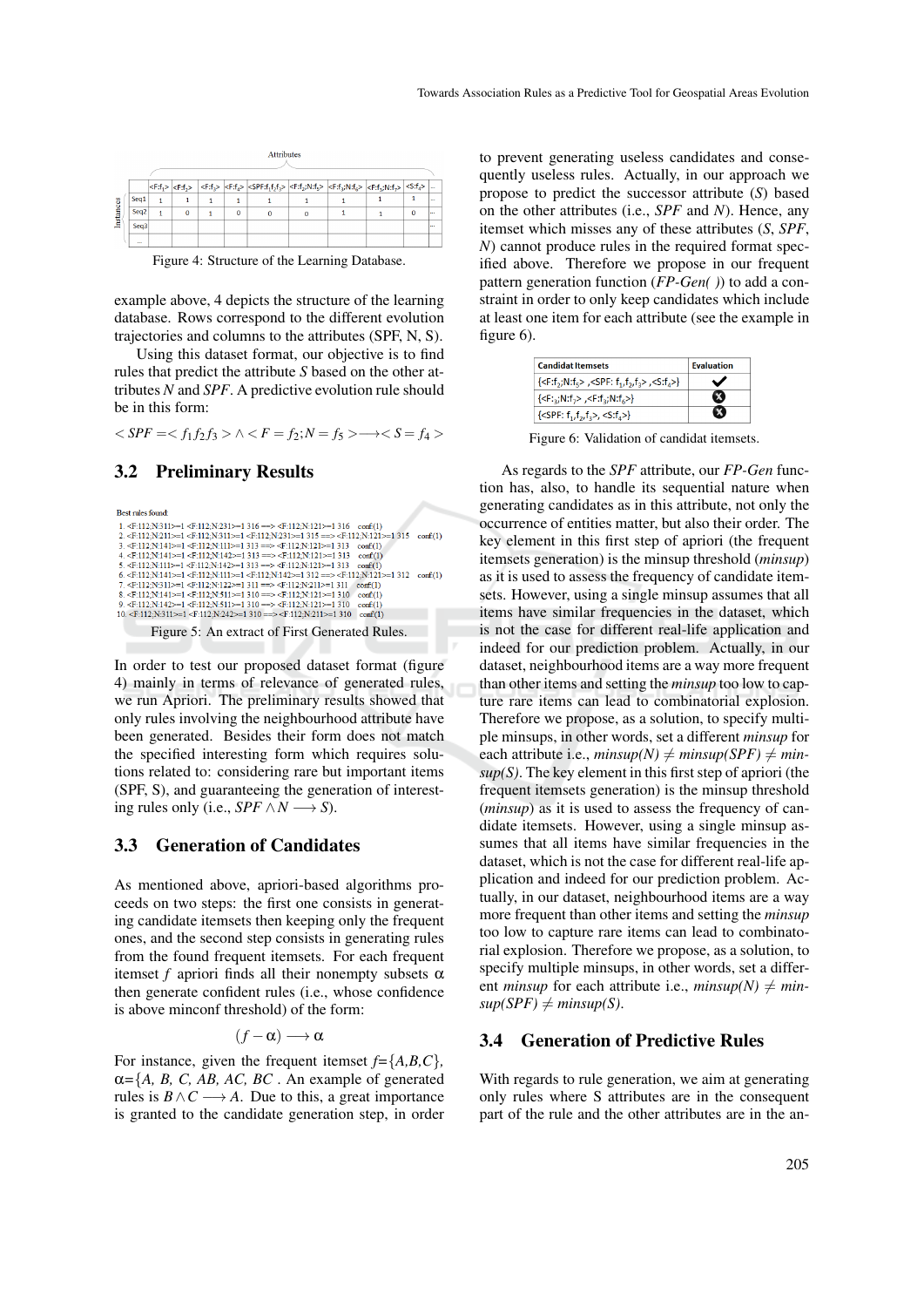| | <F:f₁> | <F:f₂> | <F:f₃> | <F:f₄> | <SPF:f₁f₂f₃> | <F:f₂;N:f₅> | <F:f₃;N:f₆> | <F:f₅;N:f₇> | <S:f₄> | ... |
|---|---|---|---|---|---|---|---|---|---|---|
| Seq1 | 1 | 1 | 1 | 1 | 1 | 1 | 1 | 1 | 1 | ... |
| Seq2 | 1 | 0 | 1 | 0 | 0 | 0 | 1 | 1 | 0 | ... |
| Seq3 | | | | | | | | | | ... |
| ... | | | | | | | | | | |

Figure 4: Structure of the Learning Database.

example above, 4 depicts the structure of the learning database. Rows correspond to the different evolution trajectories and columns to the attributes (SPF, N, S).

Using this dataset format, our objective is to find rules that predict the attribute *S* based on the other attributes *N* and *SPF*. A predictive evolution rule should be in this form:

$$< SPF =< f_1 f_2 f_3 > \wedge < F = f_2; N = f_5 > \longrightarrow < S = f_4 >$$

## 3.2 Preliminary Results

```
Best rules found:
1. <F:112;N:311>=1 <F:112;N:231>=1 316 ==> <F:112;N:121>=1 316   conf:(1)
2. <F:112;N:211>=1 <F:112;N:311>=1 <F:112;N:231>=1 315 ==> <F:112;N:121>=1 315   conf:(1)
3. <F:112;N:141>=1 <F:112;N:111>=1 313 ==> <F:112;N:121>=1 313   conf:(1)
4. <F:112;N:141>=1 <F:112;N:142>=1 313 ==> <F:112;N:121>=1 313   conf:(1)
5. <F:112;N:111>=1 <F:112;N:142>=1 313 ==> <F:112;N:121>=1 313   conf:(1)
6. <F:112;N:141>=1 <F:112;N:111>=1 <F:112;N:142>=1 312 ==> <F:112;N:121>=1 312   conf:(1)
7. <F:112;N:311>=1 <F:112;N:122>=1 311 ==> <F:112;N:211>=1 311   conf:(1)
8. <F:112;N:141>=1 <F:112;N:511>=1 310 ==> <F:112;N:121>=1 310   conf:(1)
9. <F:112;N:142>=1 <F:112;N:511>=1 310 ==> <F:112;N:121>=1 310   conf:(1)
10. <F:112;N:311>=1 <F:112;N:242>=1 310 ==> <F:112;N:211>=1 310   conf:(1)
```

Figure 5: An extract of First Generated Rules.

In order to test our proposed dataset format (figure 4) mainly in terms of relevance of generated rules, we run Apriori. The preliminary results showed that only rules involving the neighbourhood attribute have been generated. Besides their form does not match the specified interesting form which requires solutions related to: considering rare but important items (SPF, S), and guaranteeing the generation of interesting rules only (i.e., $SPF \wedge N \longrightarrow S$).

## 3.3 Generation of Candidates

As mentioned above, apriori-based algorithms proceeds on two steps: the first one consists in generating candidate itemsets then keeping only the frequent ones, and the second step consists in generating rules from the found frequent itemsets. For each frequent itemset *f* apriori finds all their nonempty subsets $\alpha$ then generate confident rules (i.e., whose confidence is above minconf threshold) of the form:

$$(f - \alpha) \longrightarrow \alpha$$

For instance, given the frequent itemset $f$={$A,B,C$}, $\alpha$={$A$, $B$, $C$, $AB$, $AC$, $BC$ . An example of generated rules is $B \wedge C \longrightarrow A$. Due to this, a great importance is granted to the candidate generation step, in order to prevent generating useless candidates and consequently useless rules. Actually, in our approach we propose to predict the successor attribute (*S*) based on the other attributes (i.e., *SPF* and *N*). Hence, any itemset which misses any of these attributes (*S*, *SPF*, *N*) cannot produce rules in the required format specified above. Therefore we propose in our frequent pattern generation function (*FP-Gen( )*) to add a constraint in order to only keep candidates which include at least one item for each attribute (see the example in figure 6).

| Candidat Itemsets | Evaluation |
|---|---|
| {<F:f₂;N:f₅> ,<SPF: f₁,f₂,f₃> ,<S:f₄>} | ✔ |
| {<F:₃;N:f₇> ,<F:f₃;N:f₆>} | ✖ |
| {<SPF: f₁,f₂,f₃>, <S:f₄>} | ✖ |

Figure 6: Validation of candidat itemsets.

As regards to the *SPF* attribute, our *FP-Gen* function has, also, to handle its sequential nature when generating candidates as in this attribute, not only the occurrence of entities matter, but also their order. The key element in this first step of apriori (the frequent itemsets generation) is the minsup threshold (*minsup*) as it is used to assess the frequency of candidate itemsets. However, using a single minsup assumes that all items have similar frequencies in the dataset, which is not the case for different real-life application and indeed for our prediction problem. Actually, in our dataset, neighbourhood items are a way more frequent than other items and setting the *minsup* too low to capture rare items can lead to combinatorial explosion. Therefore we propose, as a solution, to specify multiple minsups, in other words, set a different *minsup* for each attribute i.e., $minsup(N) \neq minsup(SPF) \neq minsup(S)$. The key element in this first step of apriori (the frequent itemsets generation) is the minsup threshold (*minsup*) as it is used to assess the frequency of candidate itemsets. However, using a single minsup assumes that all items have similar frequencies in the dataset, which is not the case for different real-life application and indeed for our prediction problem. Actually, in our dataset, neighbourhood items are a way more frequent than other items and setting the *minsup* too low to capture rare items can lead to combinatorial explosion. Therefore we propose, as a solution, to specify multiple minsups, in other words, set a different *minsup* for each attribute i.e., $minsup(N) \neq minsup(SPF) \neq minsup(S)$.

## 3.4 Generation of Predictive Rules

With regards to rule generation, we aim at generating only rules where S attributes are in the consequent part of the rule and the other attributes are in the an-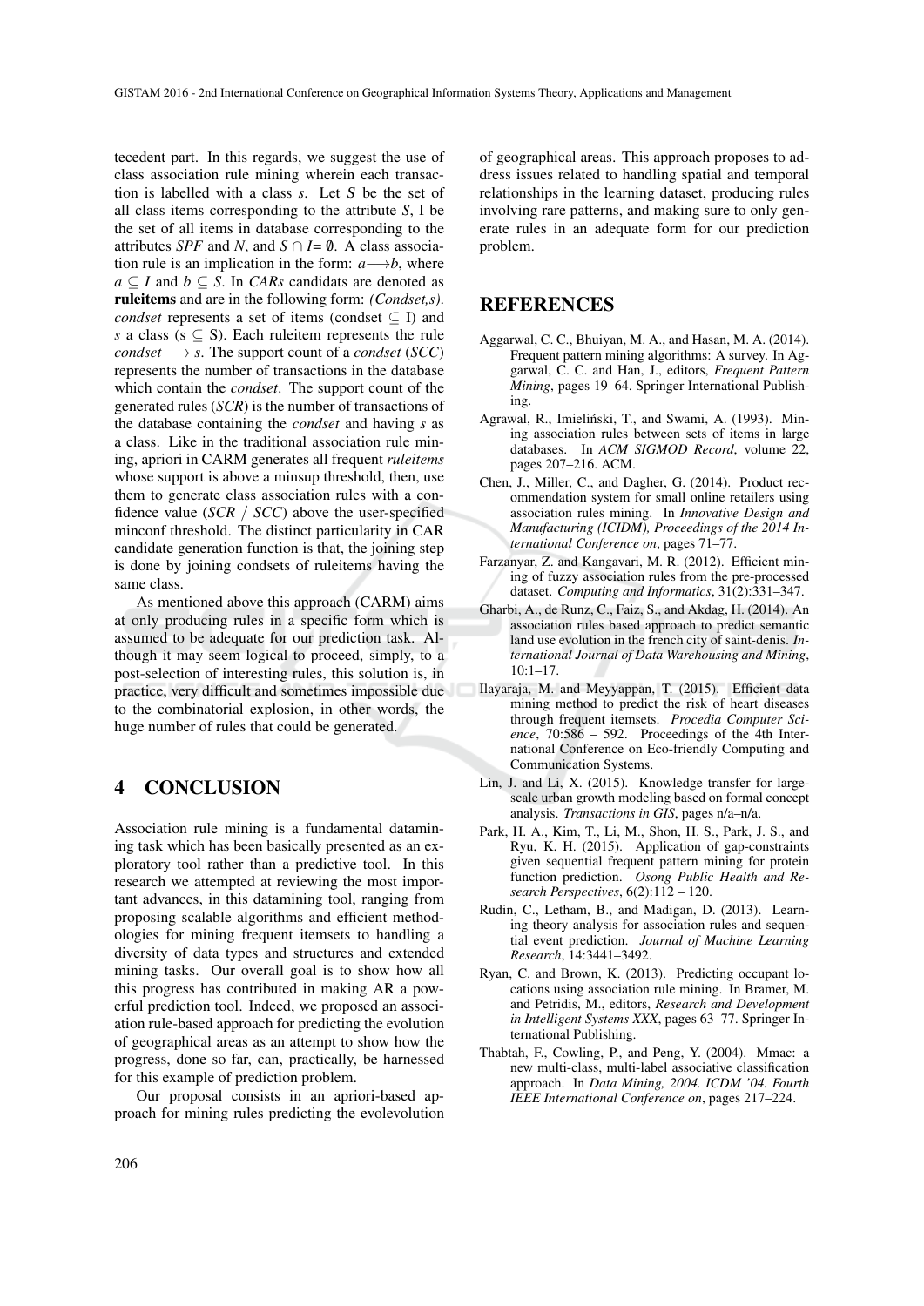tecedent part. In this regards, we suggest the use of class association rule mining wherein each transaction is labelled with a class $s$. Let $S$ be the set of all class items corresponding to the attribute $S$, I be the set of all items in database corresponding to the attributes *SPF* and *N*, and $S \cap I = \emptyset$. A class association rule is an implication in the form: $a \longrightarrow b$, where $a \subseteq I$ and $b \subseteq S$. In *CARs* candidats are denoted as **ruleitems** and are in the following form: *(Condset,s)*. *condset* represents a set of items (condset $\subseteq$ I) and $s$ a class (s $\subseteq$ S). Each ruleitem represents the rule *condset* $\longrightarrow$ *s*. The support count of a *condset* (*SCC*) represents the number of transactions in the database which contain the *condset*. The support count of the generated rules (*SCR*) is the number of transactions of the database containing the *condset* and having *s* as a class. Like in the traditional association rule mining, apriori in CARM generates all frequent *ruleitems* whose support is above a minsup threshold, then, use them to generate class association rules with a confidence value (*SCR* / *SCC*) above the user-specified minconf threshold. The distinct particularity in CAR candidate generation function is that, the joining step is done by joining condsets of ruleitems having the same class.

As mentioned above this approach (CARM) aims at only producing rules in a specific form which is assumed to be adequate for our prediction task. Although it may seem logical to proceed, simply, to a post-selection of interesting rules, this solution is, in practice, very difficult and sometimes impossible due to the combinatorial explosion, in other words, the huge number of rules that could be generated.

## 4 CONCLUSION

Association rule mining is a fundamental datamining task which has been basically presented as an exploratory tool rather than a predictive tool. In this research we attempted at reviewing the most important advances, in this datamining tool, ranging from proposing scalable algorithms and efficient methodologies for mining frequent itemsets to handling a diversity of data types and structures and extended mining tasks. Our overall goal is to show how all this progress has contributed in making AR a powerful prediction tool. Indeed, we proposed an association rule-based approach for predicting the evolution of geographical areas as an attempt to show how the progress, done so far, can, practically, be harnessed for this example of prediction problem.

Our proposal consists in an apriori-based approach for mining rules predicting the evolevolution of geographical areas. This approach proposes to address issues related to handling spatial and temporal relationships in the learning dataset, producing rules involving rare patterns, and making sure to only generate rules in an adequate form for our prediction problem.

## REFERENCES

Aggarwal, C. C., Bhuiyan, M. A., and Hasan, M. A. (2014). Frequent pattern mining algorithms: A survey. In Aggarwal, C. C. and Han, J., editors, *Frequent Pattern Mining*, pages 19–64. Springer International Publishing.

Agrawal, R., Imieliński, T., and Swami, A. (1993). Mining association rules between sets of items in large databases. In *ACM SIGMOD Record*, volume 22, pages 207–216. ACM.

Chen, J., Miller, C., and Dagher, G. (2014). Product recommendation system for small online retailers using association rules mining. In *Innovative Design and Manufacturing (ICIDM), Proceedings of the 2014 International Conference on*, pages 71–77.

Farzanyar, Z. and Kangavari, M. R. (2012). Efficient mining of fuzzy association rules from the pre-processed dataset. *Computing and Informatics*, 31(2):331–347.

Gharbi, A., de Runz, C., Faiz, S., and Akdag, H. (2014). An association rules based approach to predict semantic land use evolution in the french city of saint-denis. *International Journal of Data Warehousing and Mining*, 10:1–17.

Ilayaraja, M. and Meyyappan, T. (2015). Efficient data mining method to predict the risk of heart diseases through frequent itemsets. *Procedia Computer Science*, 70:586 – 592. Proceedings of the 4th International Conference on Eco-friendly Computing and Communication Systems.

Lin, J. and Li, X. (2015). Knowledge transfer for large-scale urban growth modeling based on formal concept analysis. *Transactions in GIS*, pages n/a–n/a.

Park, H. A., Kim, T., Li, M., Shon, H. S., Park, J. S., and Ryu, K. H. (2015). Application of gap-constraints given sequential frequent pattern mining for protein function prediction. *Osong Public Health and Research Perspectives*, 6(2):112 – 120.

Rudin, C., Letham, B., and Madigan, D. (2013). Learning theory analysis for association rules and sequential event prediction. *Journal of Machine Learning Research*, 14:3441–3492.

Ryan, C. and Brown, K. (2013). Predicting occupant locations using association rule mining. In Bramer, M. and Petridis, M., editors, *Research and Development in Intelligent Systems XXX*, pages 63–77. Springer International Publishing.

Thabtah, F., Cowling, P., and Peng, Y. (2004). Mmac: a new multi-class, multi-label associative classification approach. In *Data Mining, 2004. ICDM '04. Fourth IEEE International Conference on*, pages 217–224.